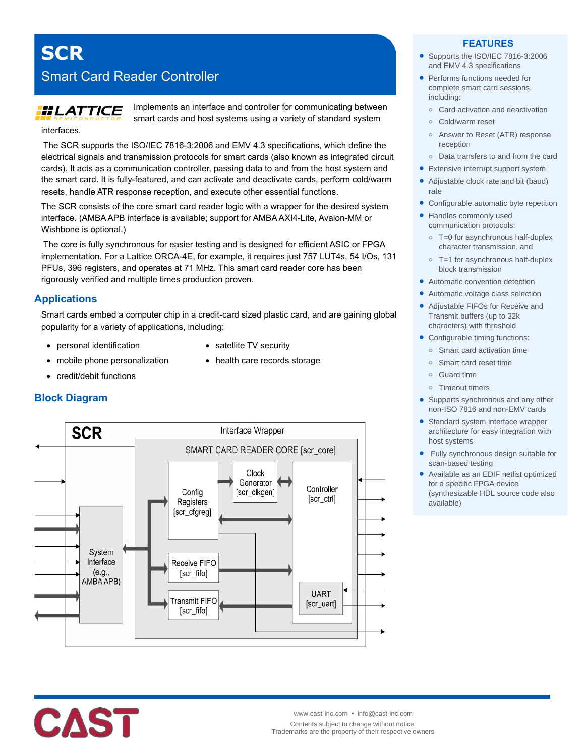# SCR

## Smart Card Reader Controller

Implements an interface and controller for communicating between smart cards and host systems using a variety of standard system interfaces.

The SCR supports the ISO/IEC 7816-3:2006 and EMV 4.3 specifications, which define the electrical signals and transmission protocols for smart cards (also known as integrated circuit cards). It acts as a communication controller, passing data to and from the host system and the smart card. It is fully-featured, and can activate and deactivate cards, perform cold/warm resets, handle ATR response reception, and execute other essential functions.

The SCR consists of the core smart card reader logic with a wrapper for the desired system interface. (AMBA APB interface is available; support for AMBA AXI4-Lite, Avalon-MM or Wishbone is optional.)

The core is fully synchronous for easier testing and is designed for efficient ASIC or FPGA implementation. For a Lattice ORCA-4E, for example, it requires just 757 LUT4s, 54 I/Os, 131 PFUs, 396 registers, and operates at 71 MHz. This smart card reader core has been rigorously verified and multiple times production proven.

## Applications

Smart cards embed a computer chip in a credit-card sized plastic card, and are gaining global popularity for a variety of applications, including:

- personal identification
- mobile phone personalization
- credit/debit functions
- satellite TV security
- health care records storage

## Block Diagram

SCR

Interface Wrapper

SMART CARD READER CORE [scr_core]

Config Registers [scr_cfgreg]

Clock Generator [scr_clkgen]

Controller [scr_ctrl]

System Interface (e.g., AMBA APB)

Receive FIFO [scr_fifo]

Transmit FIFO [scr_fifo]

UART [scr_uart]

## FEATURES

- Supports the ISO/IEC 7816-3:2006 and EMV 4.3 specifications
- Performs functions needed for complete smart card sessions, including:
  - Card activation and deactivation
  - Cold/warm reset
  - Answer to Reset (ATR) response reception
  - Data transfers to and from the card
- Extensive interrupt support system
- Adjustable clock rate and bit (baud) rate
- Configurable automatic byte repetition
- Handles commonly used communication protocols:
  - T=0 for asynchronous half-duplex character transmission, and
  - T=1 for asynchronous half-duplex block transmission
- Automatic convention detection
- Automatic voltage class selection
- Adjustable FIFOs for Receive and Transmit buffers (up to 32k characters) with threshold
- Configurable timing functions:
  - Smart card activation time
  - Smart card reset time
  - Guard time
  - Timeout timers
- Supports synchronous and any other non-ISO 7816 and non-EMV cards
- Standard system interface wrapper architecture for easy integration with host systems
- Fully synchronous design suitable for scan-based testing
- Available as an EDIF netlist optimized for a specific FPGA device (synthesizable HDL source code also available)

www.cast-inc.com • info@cast-inc.com

Contents subject to change without notice.
Trademarks are the property of their respective owners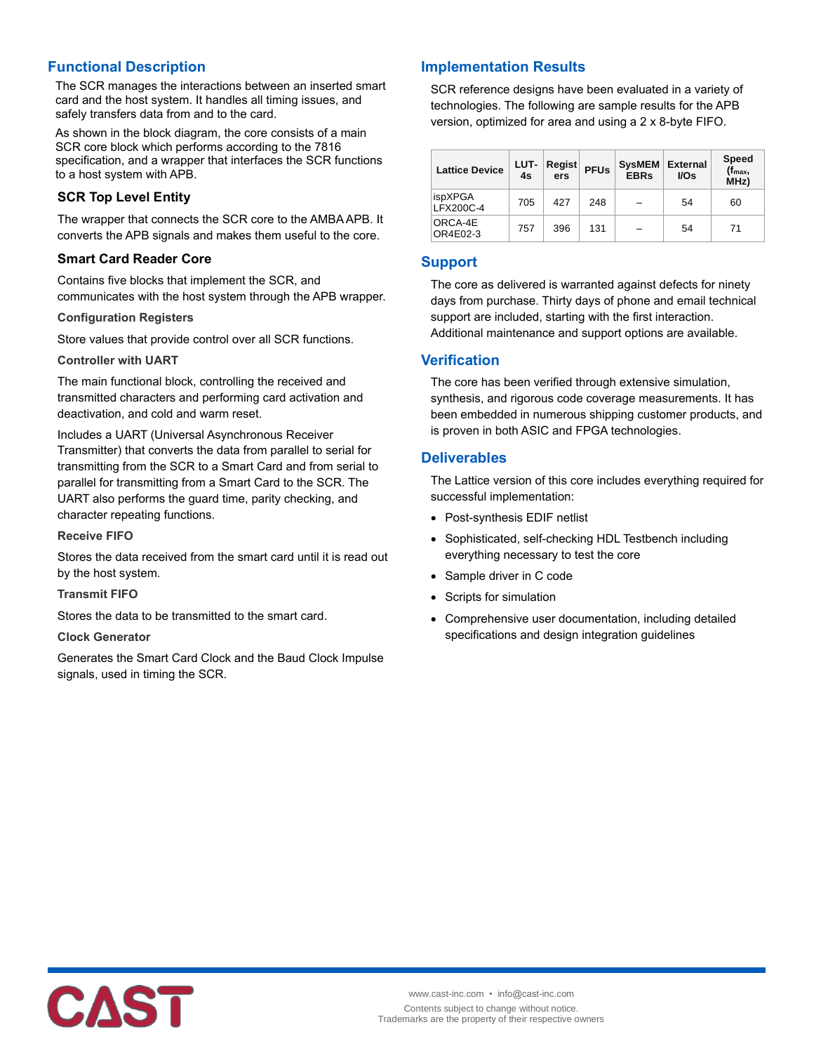## Functional Description

The SCR manages the interactions between an inserted smart card and the host system. It handles all timing issues, and safely transfers data from and to the card.

As shown in the block diagram, the core consists of a main SCR core block which performs according to the 7816 specification, and a wrapper that interfaces the SCR functions to a host system with APB.

### SCR Top Level Entity

The wrapper that connects the SCR core to the AMBA APB. It converts the APB signals and makes them useful to the core.

### Smart Card Reader Core

Contains five blocks that implement the SCR, and communicates with the host system through the APB wrapper.

#### Configuration Registers

Store values that provide control over all SCR functions.

#### Controller with UART

The main functional block, controlling the received and transmitted characters and performing card activation and deactivation, and cold and warm reset.

Includes a UART (Universal Asynchronous Receiver Transmitter) that converts the data from parallel to serial for transmitting from the SCR to a Smart Card and from serial to parallel for transmitting from a Smart Card to the SCR. The UART also performs the guard time, parity checking, and character repeating functions.

#### Receive FIFO

Stores the data received from the smart card until it is read out by the host system.

#### Transmit FIFO

Stores the data to be transmitted to the smart card.

#### Clock Generator

Generates the Smart Card Clock and the Baud Clock Impulse signals, used in timing the SCR.

## Implementation Results

SCR reference designs have been evaluated in a variety of technologies. The following are sample results for the APB version, optimized for area and using a 2 x 8-byte FIFO.

| Lattice Device | LUT-4s | Registers | PFUs | SysMEM EBRs | External I/Os | Speed ($f_{max}$, MHz) |
|---|---|---|---|---|---|---|
| ispXPGA LFX200C-4 | 705 | 427 | 248 | – | 54 | 60 |
| ORCA-4E OR4E02-3 | 757 | 396 | 131 | – | 54 | 71 |

## Support

The core as delivered is warranted against defects for ninety days from purchase. Thirty days of phone and email technical support are included, starting with the first interaction. Additional maintenance and support options are available.

## Verification

The core has been verified through extensive simulation, synthesis, and rigorous code coverage measurements. It has been embedded in numerous shipping customer products, and is proven in both ASIC and FPGA technologies.

## Deliverables

The Lattice version of this core includes everything required for successful implementation:

- Post-synthesis EDIF netlist
- Sophisticated, self-checking HDL Testbench including everything necessary to test the core
- Sample driver in C code
- Scripts for simulation
- Comprehensive user documentation, including detailed specifications and design integration guidelines

CAST

www.cast-inc.com • info@cast-inc.com
Contents subject to change without notice.
Trademarks are the property of their respective owners